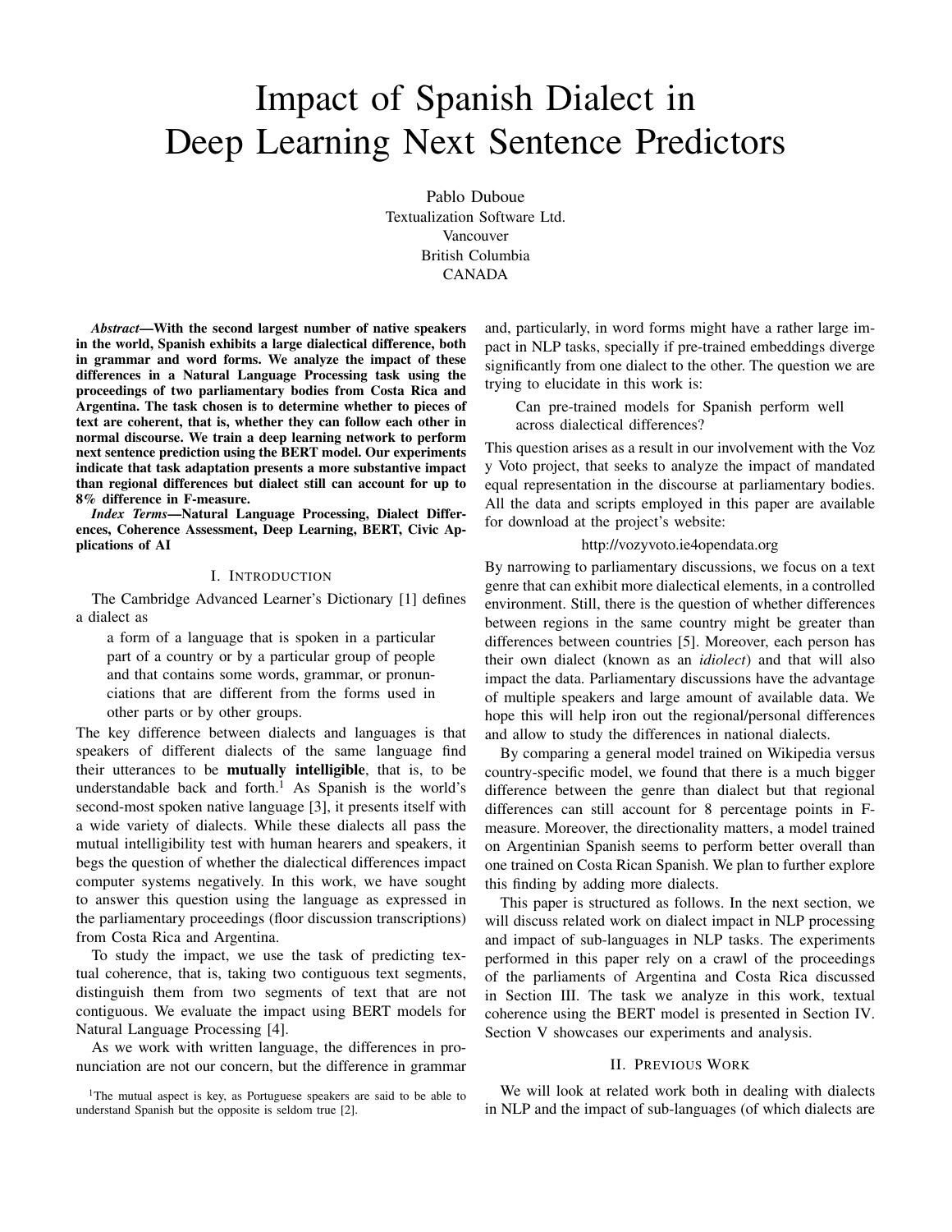# Impact of Spanish Dialect in Deep Learning Next Sentence Predictors

Pablo Duboue
Textualization Software Ltd.
Vancouver
British Columbia
CANADA

***Abstract*—With the second largest number of native speakers in the world, Spanish exhibits a large dialectical difference, both in grammar and word forms. We analyze the impact of these differences in a Natural Language Processing task using the proceedings of two parliamentary bodies from Costa Rica and Argentina. The task chosen is to determine whether to pieces of text are coherent, that is, whether they can follow each other in normal discourse. We train a deep learning network to perform next sentence prediction using the BERT model. Our experiments indicate that task adaptation presents a more substantive impact than regional differences but dialect still can account for up to 8% difference in F-measure.**

***Index Terms*—Natural Language Processing, Dialect Differences, Coherence Assessment, Deep Learning, BERT, Civic Applications of AI**

## I. Introduction

The Cambridge Advanced Learner's Dictionary [1] defines a dialect as

> a form of a language that is spoken in a particular part of a country or by a particular group of people and that contains some words, grammar, or pronunciations that are different from the forms used in other parts or by other groups.

The key difference between dialects and languages is that speakers of different dialects of the same language find their utterances to be **mutually intelligible**, that is, to be understandable back and forth.[1] As Spanish is the world's second-most spoken native language [3], it presents itself with a wide variety of dialects. While these dialects all pass the mutual intelligibility test with human hearers and speakers, it begs the question of whether the dialectical differences impact computer systems negatively. In this work, we have sought to answer this question using the language as expressed in the parliamentary proceedings (floor discussion transcriptions) from Costa Rica and Argentina.

To study the impact, we use the task of predicting textual coherence, that is, taking two contiguous text segments, distinguish them from two segments of text that are not contiguous. We evaluate the impact using BERT models for Natural Language Processing [4].

As we work with written language, the differences in pronunciation are not our concern, but the difference in grammar and, particularly, in word forms might have a rather large impact in NLP tasks, specially if pre-trained embeddings diverge significantly from one dialect to the other. The question we are trying to elucidate in this work is:

> Can pre-trained models for Spanish perform well across dialectical differences?

This question arises as a result in our involvement with the Voz y Voto project, that seeks to analyze the impact of mandated equal representation in the discourse at parliamentary bodies. All the data and scripts employed in this paper are available for download at the project's website:

http://vozyvoto.ie4opendata.org

By narrowing to parliamentary discussions, we focus on a text genre that can exhibit more dialectical elements, in a controlled environment. Still, there is the question of whether differences between regions in the same country might be greater than differences between countries [5]. Moreover, each person has their own dialect (known as an *idiolect*) and that will also impact the data. Parliamentary discussions have the advantage of multiple speakers and large amount of available data. We hope this will help iron out the regional/personal differences and allow to study the differences in national dialects.

By comparing a general model trained on Wikipedia versus country-specific model, we found that there is a much bigger difference between the genre than dialect but that regional differences can still account for 8 percentage points in F-measure. Moreover, the directionality matters, a model trained on Argentinian Spanish seems to perform better overall than one trained on Costa Rican Spanish. We plan to further explore this finding by adding more dialects.

This paper is structured as follows. In the next section, we will discuss related work on dialect impact in NLP processing and impact of sub-languages in NLP tasks. The experiments performed in this paper rely on a crawl of the proceedings of the parliaments of Argentina and Costa Rica discussed in Section III. The task we analyze in this work, textual coherence using the BERT model is presented in Section IV. Section V showcases our experiments and analysis.

## II. Previous Work

We will look at related work both in dealing with dialects in NLP and the impact of sub-languages (of which dialects are

[1] The mutual aspect is key, as Portuguese speakers are said to be able to understand Spanish but the opposite is seldom true [2].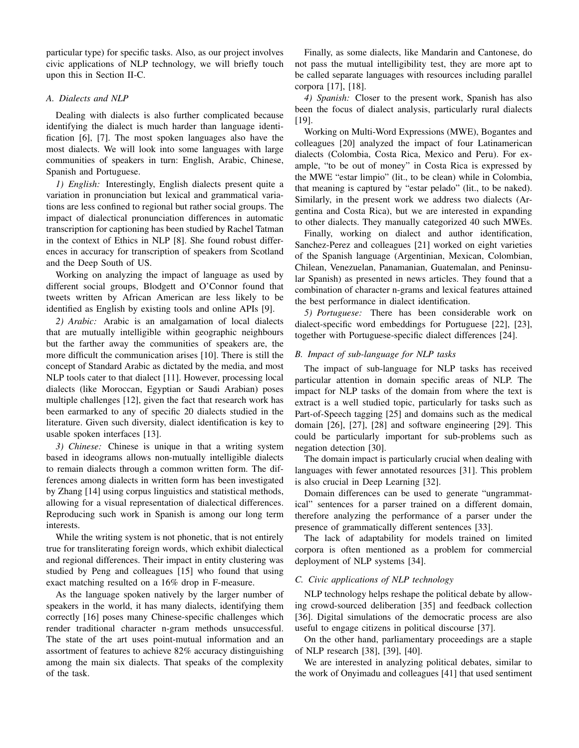particular type) for specific tasks. Also, as our project involves civic applications of NLP technology, we will briefly touch upon this in Section II-C.

### A. Dialects and NLP

Dealing with dialects is also further complicated because identifying the dialect is much harder than language identification [6], [7]. The most spoken languages also have the most dialects. We will look into some languages with large communities of speakers in turn: English, Arabic, Chinese, Spanish and Portuguese.

*1) English:* Interestingly, English dialects present quite a variation in pronunciation but lexical and grammatical variations are less confined to regional but rather social groups. The impact of dialectical pronunciation differences in automatic transcription for captioning has been studied by Rachel Tatman in the context of Ethics in NLP [8]. She found robust differences in accuracy for transcription of speakers from Scotland and the Deep South of US.

Working on analyzing the impact of language as used by different social groups, Blodgett and O'Connor found that tweets written by African American are less likely to be identified as English by existing tools and online APIs [9].

*2) Arabic:* Arabic is an amalgamation of local dialects that are mutually intelligible within geographic neighbours but the farther away the communities of speakers are, the more difficult the communication arises [10]. There is still the concept of Standard Arabic as dictated by the media, and most NLP tools cater to that dialect [11]. However, processing local dialects (like Moroccan, Egyptian or Saudi Arabian) poses multiple challenges [12], given the fact that research work has been earmarked to any of specific 20 dialects studied in the literature. Given such diversity, dialect identification is key to usable spoken interfaces [13].

*3) Chinese:* Chinese is unique in that a writing system based in ideograms allows non-mutually intelligible dialects to remain dialects through a common written form. The differences among dialects in written form has been investigated by Zhang [14] using corpus linguistics and statistical methods, allowing for a visual representation of dialectical differences. Reproducing such work in Spanish is among our long term interests.

While the writing system is not phonetic, that is not entirely true for transliterating foreign words, which exhibit dialectical and regional differences. Their impact in entity clustering was studied by Peng and colleagues [15] who found that using exact matching resulted on a 16% drop in F-measure.

As the language spoken natively by the larger number of speakers in the world, it has many dialects, identifying them correctly [16] poses many Chinese-specific challenges which render traditional character n-gram methods unsuccessful. The state of the art uses point-mutual information and an assortment of features to achieve 82% accuracy distinguishing among the main six dialects. That speaks of the complexity of the task.

Finally, as some dialects, like Mandarin and Cantonese, do not pass the mutual intelligibility test, they are more apt to be called separate languages with resources including parallel corpora [17], [18].

*4) Spanish:* Closer to the present work, Spanish has also been the focus of dialect analysis, particularly rural dialects [19].

Working on Multi-Word Expressions (MWE), Bogantes and colleagues [20] analyzed the impact of four Latinamerican dialects (Colombia, Costa Rica, Mexico and Peru). For example, "to be out of money" in Costa Rica is expressed by the MWE "estar limpio" (lit., to be clean) while in Colombia, that meaning is captured by "estar pelado" (lit., to be naked). Similarly, in the present work we address two dialects (Argentina and Costa Rica), but we are interested in expanding to other dialects. They manually categorized 40 such MWEs.

Finally, working on dialect and author identification, Sanchez-Perez and colleagues [21] worked on eight varieties of the Spanish language (Argentinian, Mexican, Colombian, Chilean, Venezuelan, Panamanian, Guatemalan, and Peninsular Spanish) as presented in news articles. They found that a combination of character n-grams and lexical features attained the best performance in dialect identification.

*5) Portuguese:* There has been considerable work on dialect-specific word embeddings for Portuguese [22], [23], together with Portuguese-specific dialect differences [24].

### B. Impact of sub-language for NLP tasks

The impact of sub-language for NLP tasks has received particular attention in domain specific areas of NLP. The impact for NLP tasks of the domain from where the text is extract is a well studied topic, particularly for tasks such as Part-of-Speech tagging [25] and domains such as the medical domain [26], [27], [28] and software engineering [29]. This could be particularly important for sub-problems such as negation detection [30].

The domain impact is particularly crucial when dealing with languages with fewer annotated resources [31]. This problem is also crucial in Deep Learning [32].

Domain differences can be used to generate "ungrammatical" sentences for a parser trained on a different domain, therefore analyzing the performance of a parser under the presence of grammatically different sentences [33].

The lack of adaptability for models trained on limited corpora is often mentioned as a problem for commercial deployment of NLP systems [34].

### C. Civic applications of NLP technology

NLP technology helps reshape the political debate by allowing crowd-sourced deliberation [35] and feedback collection [36]. Digital simulations of the democratic process are also useful to engage citizens in political discourse [37].

On the other hand, parliamentary proceedings are a staple of NLP research [38], [39], [40].

We are interested in analyzing political debates, similar to the work of Onyimadu and colleagues [41] that used sentiment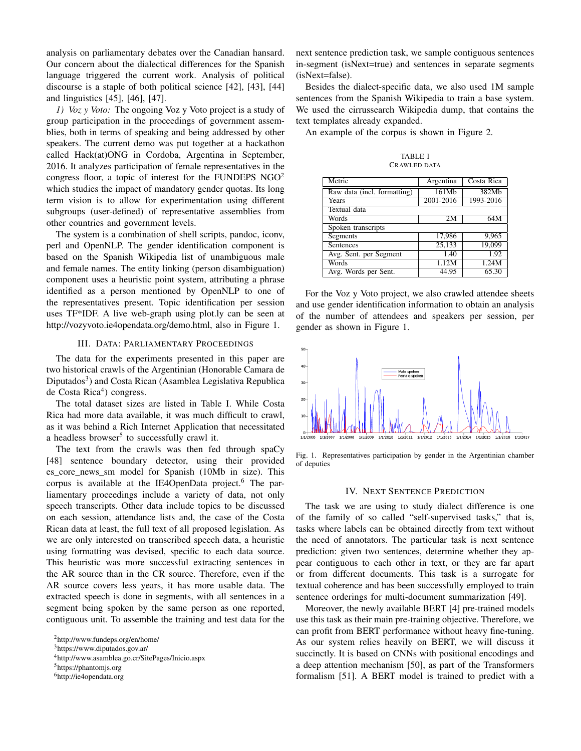analysis on parliamentary debates over the Canadian hansard. Our concern about the dialectical differences for the Spanish language triggered the current work. Analysis of political discourse is a staple of both political science [42], [43], [44] and linguistics [45], [46], [47].

*1) Voz y Voto:* The ongoing Voz y Voto project is a study of group participation in the proceedings of government assemblies, both in terms of speaking and being addressed by other speakers. The current demo was put together at a hackathon called Hack(at)ONG in Cordoba, Argentina in September, 2016. It analyzes participation of female representatives in the congress floor, a topic of interest for the FUNDEPS NGO[2] which studies the impact of mandatory gender quotas. Its long term vision is to allow for experimentation using different subgroups (user-defined) of representative assemblies from other countries and government levels.

The system is a combination of shell scripts, pandoc, iconv, perl and OpenNLP. The gender identification component is based on the Spanish Wikipedia list of unambiguous male and female names. The entity linking (person disambiguation) component uses a heuristic point system, attributing a phrase identified as a person mentioned by OpenNLP to one of the representatives present. Topic identification per session uses TF*IDF. A live web-graph using plot.ly can be seen at http://vozyvoto.ie4opendata.org/demo.html, also in Figure 1.

## III. Data: Parliamentary Proceedings

The data for the experiments presented in this paper are two historical crawls of the Argentinian (Honorable Camara de Diputados[3]) and Costa Rican (Asamblea Legislativa Republica de Costa Rica[4]) congress.

The total dataset sizes are listed in Table I. While Costa Rica had more data available, it was much difficult to crawl, as it was behind a Rich Internet Application that necessitated a headless browser[5] to successfully crawl it.

The text from the crawls was then fed through spaCy [48] sentence boundary detector, using their provided es_core_news_sm model for Spanish (10Mb in size). This corpus is available at the IE4OpenData project.[6] The parliamentary proceedings include a variety of data, not only speech transcripts. Other data include topics to be discussed on each session, attendance lists and, the case of the Costa Rican data at least, the full text of all proposed legislation. As we are only interested on transcribed speech data, a heuristic using formatting was devised, specific to each data source. This heuristic was more successful extracting sentences in the AR source than in the CR source. Therefore, even if the AR source covers less years, it has more usable data. The extracted speech is done in segments, with all sentences in a segment being spoken by the same person as one reported, contiguous unit. To assemble the training and test data for the next sentence prediction task, we sample contiguous sentences in-segment (isNext=true) and sentences in separate segments (isNext=false).

Besides the dialect-specific data, we also used 1M sample sentences from the Spanish Wikipedia to train a base system. We used the cirrussearch Wikipedia dump, that contains the text templates already expanded.

An example of the corpus is shown in Figure 2.

TABLE I
Crawled data

| Metric | Argentina | Costa Rica |
|---|---|---|
| Raw data (incl. formatting) | 161Mb | 382Mb |
| Years | 2001-2016 | 1993-2016 |
| Textual data | | |
| Words | 2M | 64M |
| Spoken transcripts | | |
| Segments | 17,986 | 9,965 |
| Sentences | 25,133 | 19,099 |
| Avg. Sent. per Segment | 1.40 | 1.92 |
| Words | 1.12M | 1.24M |
| Avg. Words per Sent. | 44.95 | 65.30 |

For the Voz y Voto project, we also crawled attendee sheets and use gender identification information to obtain an analysis of the number of attendees and speakers per session, per gender as shown in Figure 1.

50
40
30
20
10
0
1/1/2006 1/1/2007 1/1/2008 1/1/2009 1/1/2010 1/1/2011 1/1/2012 1/1/2013 1/1/2014 1/1/2015 1/1/2016 1/1/2017
Male spoken
Female spoken

Fig. 1. Representatives participation by gender in the Argentinian chamber of deputies

## IV. Next Sentence Prediction

The task we are using to study dialect difference is one of the family of so called "self-supervised tasks," that is, tasks where labels can be obtained directly from text without the need of annotators. The particular task is next sentence prediction: given two sentences, determine whether they appear contiguous to each other in text, or they are far apart or from different documents. This task is a surrogate for textual coherence and has been successfully employed to train sentence orderings for multi-document summarization [49].

Moreover, the newly available BERT [4] pre-trained models use this task as their main pre-training objective. Therefore, we can profit from BERT performance without heavy fine-tuning. As our system relies heavily on BERT, we will discuss it succinctly. It is based on CNNs with positional encodings and a deep attention mechanism [50], as part of the Transformers formalism [51]. A BERT model is trained to predict with a

[2] http://www.fundeps.org/en/home/
[3] https://www.diputados.gov.ar/
[4] http://www.asamblea.go.cr/SitePages/Inicio.aspx
[5] https://phantomjs.org
[6] http://ie4opendata.org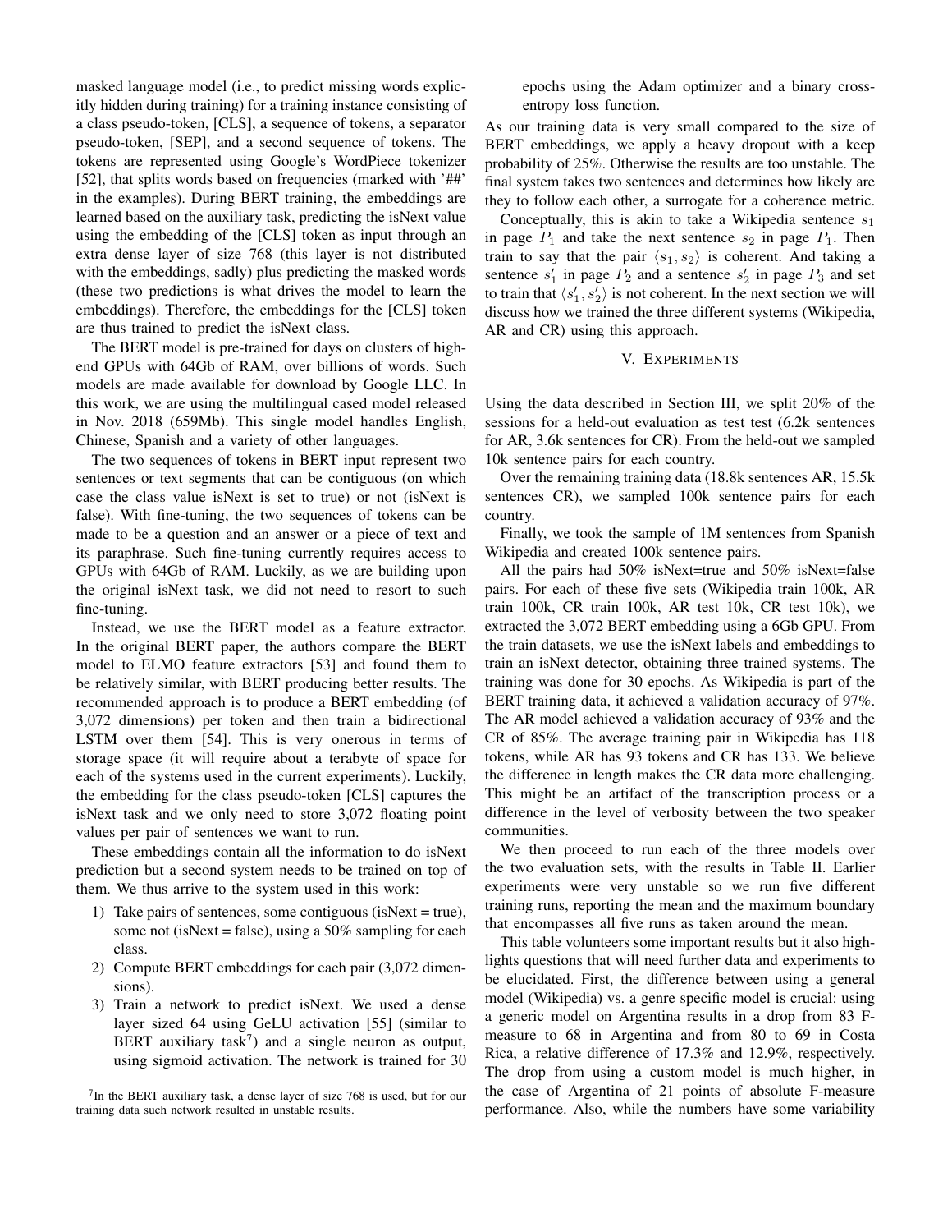masked language model (i.e., to predict missing words explicitly hidden during training) for a training instance consisting of a class pseudo-token, [CLS], a sequence of tokens, a separator pseudo-token, [SEP], and a second sequence of tokens. The tokens are represented using Google's WordPiece tokenizer [52], that splits words based on frequencies (marked with '##' in the examples). During BERT training, the embeddings are learned based on the auxiliary task, predicting the isNext value using the embedding of the [CLS] token as input through an extra dense layer of size 768 (this layer is not distributed with the embeddings, sadly) plus predicting the masked words (these two predictions is what drives the model to learn the embeddings). Therefore, the embeddings for the [CLS] token are thus trained to predict the isNext class.

The BERT model is pre-trained for days on clusters of high-end GPUs with 64Gb of RAM, over billions of words. Such models are made available for download by Google LLC. In this work, we are using the multilingual cased model released in Nov. 2018 (659Mb). This single model handles English, Chinese, Spanish and a variety of other languages.

The two sequences of tokens in BERT input represent two sentences or text segments that can be contiguous (on which case the class value isNext is set to true) or not (isNext is false). With fine-tuning, the two sequences of tokens can be made to be a question and an answer or a piece of text and its paraphrase. Such fine-tuning currently requires access to GPUs with 64Gb of RAM. Luckily, as we are building upon the original isNext task, we did not need to resort to such fine-tuning.

Instead, we use the BERT model as a feature extractor. In the original BERT paper, the authors compare the BERT model to ELMO feature extractors [53] and found them to be relatively similar, with BERT producing better results. The recommended approach is to produce a BERT embedding (of 3,072 dimensions) per token and then train a bidirectional LSTM over them [54]. This is very onerous in terms of storage space (it will require about a terabyte of space for each of the systems used in the current experiments). Luckily, the embedding for the class pseudo-token [CLS] captures the isNext task and we only need to store 3,072 floating point values per pair of sentences we want to run.

These embeddings contain all the information to do isNext prediction but a second system needs to be trained on top of them. We thus arrive to the system used in this work:

1) Take pairs of sentences, some contiguous (isNext = true), some not (isNext = false), using a 50% sampling for each class.
2) Compute BERT embeddings for each pair (3,072 dimensions).
3) Train a network to predict isNext. We used a dense layer sized 64 using GeLU activation [55] (similar to BERT auxiliary task[7]) and a single neuron as output, using sigmoid activation. The network is trained for 30 epochs using the Adam optimizer and a binary cross-entropy loss function.

[7]In the BERT auxiliary task, a dense layer of size 768 is used, but for our training data such network resulted in unstable results.

As our training data is very small compared to the size of BERT embeddings, we apply a heavy dropout with a keep probability of 25%. Otherwise the results are too unstable. The final system takes two sentences and determines how likely are they to follow each other, a surrogate for a coherence metric.

Conceptually, this is akin to take a Wikipedia sentence $s_1$ in page $P_1$ and take the next sentence $s_2$ in page $P_1$. Then train to say that the pair $\langle s_1, s_2 \rangle$ is coherent. And taking a sentence $s'_1$ in page $P_2$ and a sentence $s'_2$ in page $P_3$ and set to train that $\langle s'_1, s'_2 \rangle$ is not coherent. In the next section we will discuss how we trained the three different systems (Wikipedia, AR and CR) using this approach.

## V. Experiments

Using the data described in Section III, we split 20% of the sessions for a held-out evaluation as test test (6.2k sentences for AR, 3.6k sentences for CR). From the held-out we sampled 10k sentence pairs for each country.

Over the remaining training data (18.8k sentences AR, 15.5k sentences CR), we sampled 100k sentence pairs for each country.

Finally, we took the sample of 1M sentences from Spanish Wikipedia and created 100k sentence pairs.

All the pairs had 50% isNext=true and 50% isNext=false pairs. For each of these five sets (Wikipedia train 100k, AR train 100k, CR train 100k, AR test 10k, CR test 10k), we extracted the 3,072 BERT embedding using a 6Gb GPU. From the train datasets, we use the isNext labels and embeddings to train an isNext detector, obtaining three trained systems. The training was done for 30 epochs. As Wikipedia is part of the BERT training data, it achieved a validation accuracy of 97%. The AR model achieved a validation accuracy of 93% and the CR of 85%. The average training pair in Wikipedia has 118 tokens, while AR has 93 tokens and CR has 133. We believe the difference in length makes the CR data more challenging. This might be an artifact of the transcription process or a difference in the level of verbosity between the two speaker communities.

We then proceed to run each of the three models over the two evaluation sets, with the results in Table II. Earlier experiments were very unstable so we run five different training runs, reporting the mean and the maximum boundary that encompasses all five runs as taken around the mean.

This table volunteers some important results but it also highlights questions that will need further data and experiments to be elucidated. First, the difference between using a general model (Wikipedia) vs. a genre specific model is crucial: using a generic model on Argentina results in a drop from 83 F-measure to 68 in Argentina and from 80 to 69 in Costa Rica, a relative difference of 17.3% and 12.9%, respectively. The drop from using a custom model is much higher, in the case of Argentina of 21 points of absolute F-measure performance. Also, while the numbers have some variability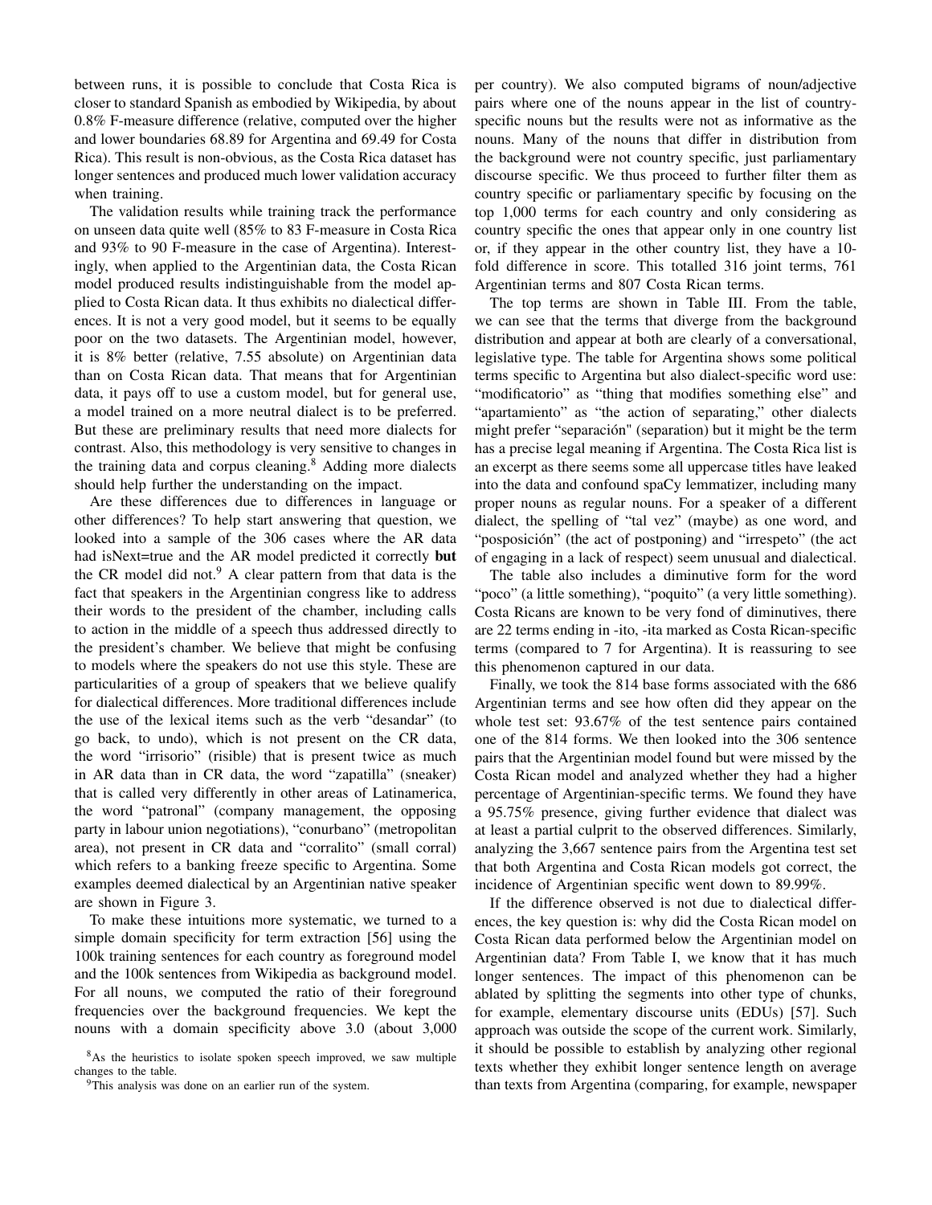between runs, it is possible to conclude that Costa Rica is closer to standard Spanish as embodied by Wikipedia, by about 0.8% F-measure difference (relative, computed over the higher and lower boundaries 68.89 for Argentina and 69.49 for Costa Rica). This result is non-obvious, as the Costa Rica dataset has longer sentences and produced much lower validation accuracy when training.

The validation results while training track the performance on unseen data quite well (85% to 83 F-measure in Costa Rica and 93% to 90 F-measure in the case of Argentina). Interestingly, when applied to the Argentinian data, the Costa Rican model produced results indistinguishable from the model applied to Costa Rican data. It thus exhibits no dialectical differences. It is not a very good model, but it seems to be equally poor on the two datasets. The Argentinian model, however, it is 8% better (relative, 7.55 absolute) on Argentinian data than on Costa Rican data. That means that for Argentinian data, it pays off to use a custom model, but for general use, a model trained on a more neutral dialect is to be preferred. But these are preliminary results that need more dialects for contrast. Also, this methodology is very sensitive to changes in the training data and corpus cleaning.[8] Adding more dialects should help further the understanding on the impact.

Are these differences due to differences in language or other differences? To help start answering that question, we looked into a sample of the 306 cases where the AR data had isNext=true and the AR model predicted it correctly **but** the CR model did not.[9] A clear pattern from that data is the fact that speakers in the Argentinian congress like to address their words to the president of the chamber, including calls to action in the middle of a speech thus addressed directly to the president's chamber. We believe that might be confusing to models where the speakers do not use this style. These are particularities of a group of speakers that we believe qualify for dialectical differences. More traditional differences include the use of the lexical items such as the verb "desandar" (to go back, to undo), which is not present on the CR data, the word "irrisorio" (risible) that is present twice as much in AR data than in CR data, the word "zapatilla" (sneaker) that is called very differently in other areas of Latinamerica, the word "patronal" (company management, the opposing party in labour union negotiations), "conurbano" (metropolitan area), not present in CR data and "corralito" (small corral) which refers to a banking freeze specific to Argentina. Some examples deemed dialectical by an Argentinian native speaker are shown in Figure 3.

To make these intuitions more systematic, we turned to a simple domain specificity for term extraction [56] using the 100k training sentences for each country as foreground model and the 100k sentences from Wikipedia as background model. For all nouns, we computed the ratio of their foreground frequencies over the background frequencies. We kept the nouns with a domain specificity above 3.0 (about 3,000 per country). We also computed bigrams of noun/adjective pairs where one of the nouns appear in the list of country-specific nouns but the results were not as informative as the nouns. Many of the nouns that differ in distribution from the background were not country specific, just parliamentary discourse specific. We thus proceed to further filter them as country specific or parliamentary specific by focusing on the top 1,000 terms for each country and only considering as country specific the ones that appear only in one country list or, if they appear in the other country list, they have a 10-fold difference in score. This totalled 316 joint terms, 761 Argentinian terms and 807 Costa Rican terms.

The top terms are shown in Table III. From the table, we can see that the terms that diverge from the background distribution and appear at both are clearly of a conversational, legislative type. The table for Argentina shows some political terms specific to Argentina but also dialect-specific word use: "modificatorio" as "thing that modifies something else" and "apartamiento" as "the action of separating," other dialects might prefer "separación" (separation) but it might be the term has a precise legal meaning if Argentina. The Costa Rica list is an excerpt as there seems some all uppercase titles have leaked into the data and confound spaCy lemmatizer, including many proper nouns as regular nouns. For a speaker of a different dialect, the spelling of "tal vez" (maybe) as one word, and "posposición" (the act of postponing) and "irrespeto" (the act of engaging in a lack of respect) seem unusual and dialectical.

The table also includes a diminutive form for the word "poco" (a little something), "poquito" (a very little something). Costa Ricans are known to be very fond of diminutives, there are 22 terms ending in -ito, -ita marked as Costa Rican-specific terms (compared to 7 for Argentina). It is reassuring to see this phenomenon captured in our data.

Finally, we took the 814 base forms associated with the 686 Argentinian terms and see how often did they appear on the whole test set: 93.67% of the test sentence pairs contained one of the 814 forms. We then looked into the 306 sentence pairs that the Argentinian model found but were missed by the Costa Rican model and analyzed whether they had a higher percentage of Argentinian-specific terms. We found they have a 95.75% presence, giving further evidence that dialect was at least a partial culprit to the observed differences. Similarly, analyzing the 3,667 sentence pairs from the Argentina test set that both Argentina and Costa Rican models got correct, the incidence of Argentinian specific went down to 89.99%.

If the difference observed is not due to dialectical differences, the key question is: why did the Costa Rican model on Costa Rican data performed below the Argentinian model on Argentinian data? From Table I, we know that it has much longer sentences. The impact of this phenomenon can be ablated by splitting the segments into other type of chunks, for example, elementary discourse units (EDUs) [57]. Such approach was outside the scope of the current work. Similarly, it should be possible to establish by analyzing other regional texts whether they exhibit longer sentence length on average than texts from Argentina (comparing, for example, newspaper

[8] As the heuristics to isolate spoken speech improved, we saw multiple changes to the table.

[9] This analysis was done on an earlier run of the system.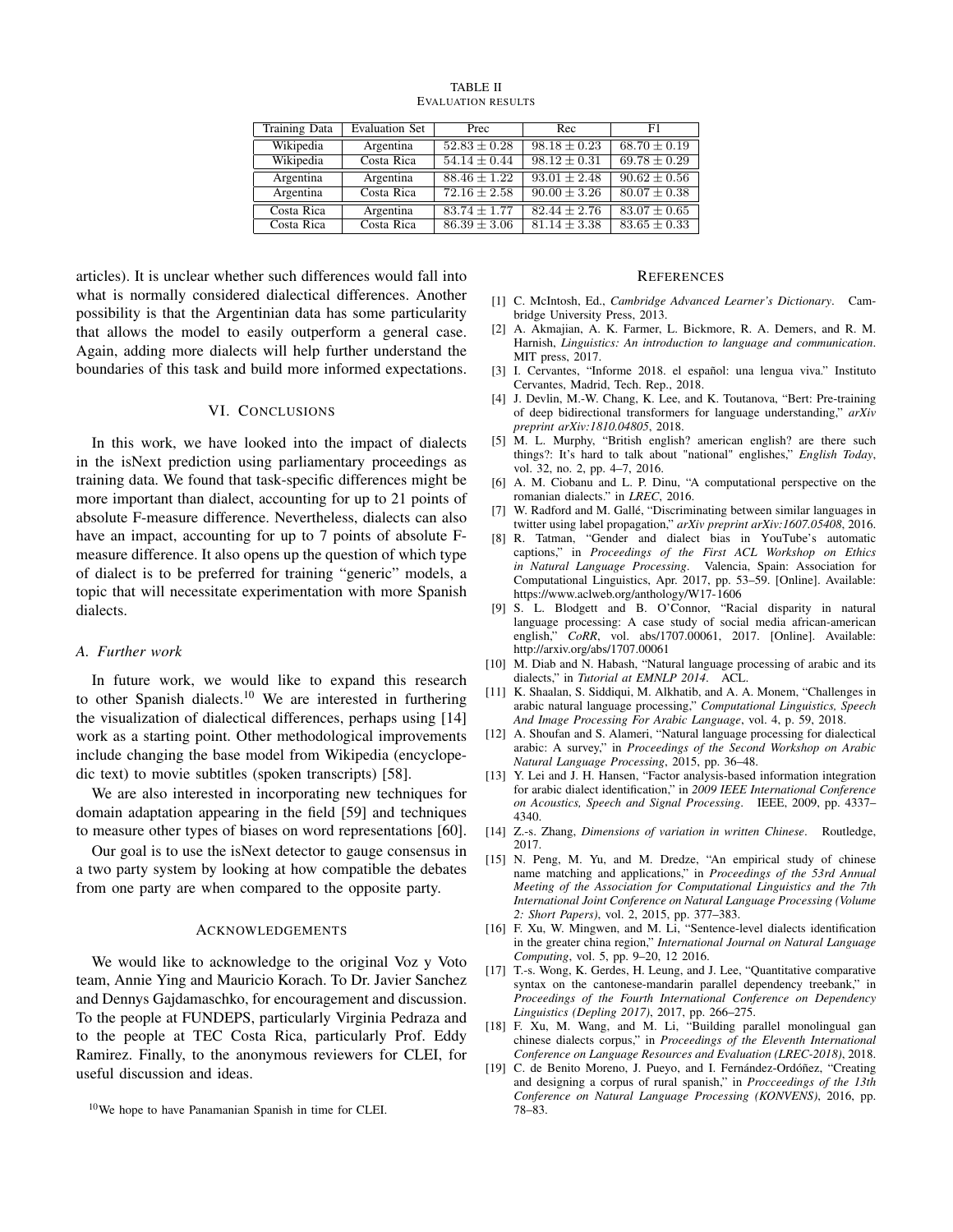TABLE II
EVALUATION RESULTS

| Training Data | Evaluation Set | Prec | Rec | F1 |
|---|---|---|---|---|
| Wikipedia | Argentina | $52.83 \pm 0.28$ | $98.18 \pm 0.23$ | $68.70 \pm 0.19$ |
| Wikipedia | Costa Rica | $54.14 \pm 0.44$ | $98.12 \pm 0.31$ | $69.78 \pm 0.29$ |
| Argentina | Argentina | $88.46 \pm 1.22$ | $93.01 \pm 2.48$ | $90.62 \pm 0.56$ |
| Argentina | Costa Rica | $72.16 \pm 2.58$ | $90.00 \pm 3.26$ | $80.07 \pm 0.38$ |
| Costa Rica | Argentina | $83.74 \pm 1.77$ | $82.44 \pm 2.76$ | $83.07 \pm 0.65$ |
| Costa Rica | Costa Rica | $86.39 \pm 3.06$ | $81.14 \pm 3.38$ | $83.65 \pm 0.33$ |

articles). It is unclear whether such differences would fall into what is normally considered dialectical differences. Another possibility is that the Argentinian data has some particularity that allows the model to easily outperform a general case. Again, adding more dialects will help further understand the boundaries of this task and build more informed expectations.

## VI. CONCLUSIONS

In this work, we have looked into the impact of dialects in the isNext prediction using parliamentary proceedings as training data. We found that task-specific differences might be more important than dialect, accounting for up to 21 points of absolute F-measure difference. Nevertheless, dialects can also have an impact, accounting for up to 7 points of absolute F-measure difference. It also opens up the question of which type of dialect is to be preferred for training "generic" models, a topic that will necessitate experimentation with more Spanish dialects.

### A. Further work

In future work, we would like to expand this research to other Spanish dialects.[10] We are interested in furthering the visualization of dialectical differences, perhaps using [14] work as a starting point. Other methodological improvements include changing the base model from Wikipedia (encyclopedic text) to movie subtitles (spoken transcripts) [58].

We are also interested in incorporating new techniques for domain adaptation appearing in the field [59] and techniques to measure other types of biases on word representations [60].

Our goal is to use the isNext detector to gauge consensus in a two party system by looking at how compatible the debates from one party are when compared to the opposite party.

## ACKNOWLEDGEMENTS

We would like to acknowledge to the original Voz y Voto team, Annie Ying and Mauricio Korach. To Dr. Javier Sanchez and Dennys Gajdamaschko, for encouragement and discussion. To the people at FUNDEPS, particularly Virginia Pedraza and to the people at TEC Costa Rica, particularly Prof. Eddy Ramirez. Finally, to the anonymous reviewers for CLEI, for useful discussion and ideas.

[10] We hope to have Panamanian Spanish in time for CLEI.

## REFERENCES

[1] C. McIntosh, Ed., *Cambridge Advanced Learner's Dictionary*. Cambridge University Press, 2013.

[2] A. Akmajian, A. K. Farmer, L. Bickmore, R. A. Demers, and R. M. Harnish, *Linguistics: An introduction to language and communication*. MIT press, 2017.

[3] I. Cervantes, "Informe 2018. el español: una lengua viva." Instituto Cervantes, Madrid, Tech. Rep., 2018.

[4] J. Devlin, M.-W. Chang, K. Lee, and K. Toutanova, "Bert: Pre-training of deep bidirectional transformers for language understanding," *arXiv preprint arXiv:1810.04805*, 2018.

[5] M. L. Murphy, "British english? american english? are there such things?: It's hard to talk about "national" englishes," *English Today*, vol. 32, no. 2, pp. 4–7, 2016.

[6] A. M. Ciobanu and L. P. Dinu, "A computational perspective on the romanian dialects." in *LREC*, 2016.

[7] W. Radford and M. Gallé, "Discriminating between similar languages in twitter using label propagation," *arXiv preprint arXiv:1607.05408*, 2016.

[8] R. Tatman, "Gender and dialect bias in YouTube's automatic captions," in *Proceedings of the First ACL Workshop on Ethics in Natural Language Processing*. Valencia, Spain: Association for Computational Linguistics, Apr. 2017, pp. 53–59. [Online]. Available: https://www.aclweb.org/anthology/W17-1606

[9] S. L. Blodgett and B. O'Connor, "Racial disparity in natural language processing: A case study of social media african-american english," *CoRR*, vol. abs/1707.00061, 2017. [Online]. Available: http://arxiv.org/abs/1707.00061

[10] M. Diab and N. Habash, "Natural language processing of arabic and its dialects," in *Tutorial at EMNLP 2014*. ACL.

[11] K. Shaalan, S. Siddiqui, M. Alkhatib, and A. A. Monem, "Challenges in arabic natural language processing," *Computational Linguistics, Speech And Image Processing For Arabic Language*, vol. 4, p. 59, 2018.

[12] A. Shoufan and S. Alameri, "Natural language processing for dialectical arabic: A survey," in *Proceedings of the Second Workshop on Arabic Natural Language Processing*, 2015, pp. 36–48.

[13] Y. Lei and J. H. Hansen, "Factor analysis-based information integration for arabic dialect identification," in *2009 IEEE International Conference on Acoustics, Speech and Signal Processing*. IEEE, 2009, pp. 4337–4340.

[14] Z.-s. Zhang, *Dimensions of variation in written Chinese*. Routledge, 2017.

[15] N. Peng, M. Yu, and M. Dredze, "An empirical study of chinese name matching and applications," in *Proceedings of the 53rd Annual Meeting of the Association for Computational Linguistics and the 7th International Joint Conference on Natural Language Processing (Volume 2: Short Papers)*, vol. 2, 2015, pp. 377–383.

[16] F. Xu, W. Mingwen, and M. Li, "Sentence-level dialects identification in the greater china region," *International Journal on Natural Language Computing*, vol. 5, pp. 9–20, 12 2016.

[17] T.-s. Wong, K. Gerdes, H. Leung, and J. Lee, "Quantitative comparative syntax on the cantonese-mandarin parallel dependency treebank," in *Proceedings of the Fourth International Conference on Dependency Linguistics (Depling 2017)*, 2017, pp. 266–275.

[18] F. Xu, M. Wang, and M. Li, "Building parallel monolingual gan chinese dialects corpus," in *Proceedings of the Eleventh International Conference on Language Resources and Evaluation (LREC-2018)*, 2018.

[19] C. de Benito Moreno, J. Pueyo, and I. Fernández-Ordóñez, "Creating and designing a corpus of rural spanish," in *Procceedings of the 13th Conference on Natural Language Processing (KONVENS)*, 2016, pp. 78–83.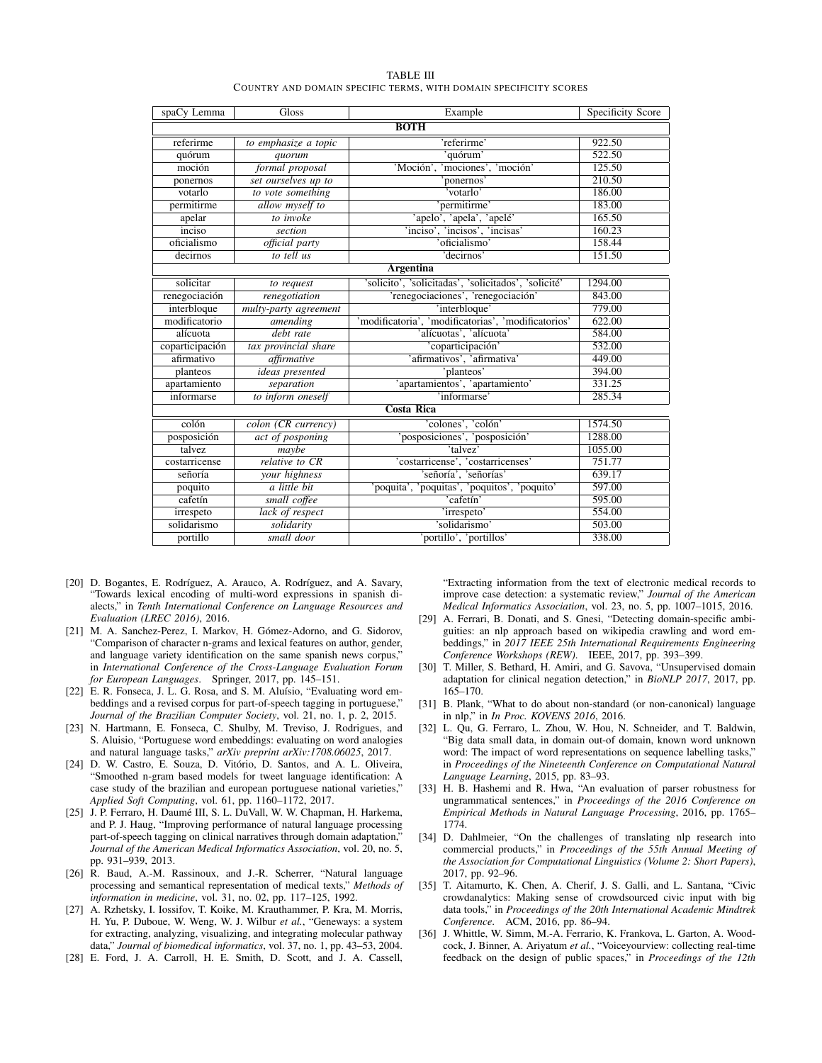TABLE III
COUNTRY AND DOMAIN SPECIFIC TERMS, WITH DOMAIN SPECIFICITY SCORES

| spaCy Lemma | Gloss | Example | Specificity Score |
|---|---|---|---|
| **BOTH** | | | |
| referirme | *to emphasize a topic* | 'referirme' | 922.50 |
| quórum | *quorum* | 'quórum' | 522.50 |
| moción | *formal proposal* | 'Moción', 'mociones', 'moción' | 125.50 |
| ponernos | *set ourselves up to* | 'ponernos' | 210.50 |
| votarlo | *to vote something* | 'votarlo' | 186.00 |
| permitirme | *allow myself to* | 'permitirme' | 183.00 |
| apelar | *to invoke* | 'apelo', 'apela', 'apelé' | 165.50 |
| inciso | *section* | 'inciso', 'incisos', 'incisas' | 160.23 |
| oficialismo | *official party* | 'oficialismo' | 158.44 |
| decirnos | *to tell us* | 'decirnos' | 151.50 |
| **Argentina** | | | |
| solicitar | *to request* | 'solicito', 'solicitadas', 'solicitados', 'solicité' | 1294.00 |
| renegociación | *renegotiation* | 'renegociaciones', 'renegociación' | 843.00 |
| interbloque | *multy-party agreement* | 'interbloque' | 779.00 |
| modificatorio | *amending* | 'modificatoria', 'modificatorias', 'modificatorios' | 622.00 |
| alícuota | *debt rate* | 'alícuotas', 'alícuota' | 584.00 |
| coparticipación | *tax provincial share* | 'coparticipación' | 532.00 |
| afirmativo | *affirmative* | 'afirmativos', 'afirmativa' | 449.00 |
| planteos | *ideas presented* | 'planteos' | 394.00 |
| apartamiento | *separation* | 'apartamientos', 'apartamiento' | 331.25 |
| informarse | *to inform oneself* | 'informarse' | 285.34 |
| **Costa Rica** | | | |
| colón | *colon (CR currency)* | 'colones', 'colón' | 1574.50 |
| posposición | *act of posponing* | 'posposiciones', 'posposición' | 1288.00 |
| talvez | *maybe* | 'talvez' | 1055.00 |
| costarricense | *relative to CR* | 'costarricense', 'costarricenses' | 751.77 |
| señoría | *your highness* | 'señoría', 'señorías' | 639.17 |
| poquito | *a little bit* | 'poquita', 'poquitas', 'poquitos', 'poquito' | 597.00 |
| cafetín | *small coffee* | 'cafetín' | 595.00 |
| irrespeto | *lack of respect* | 'irrespeto' | 554.00 |
| solidarismo | *solidarity* | 'solidarismo' | 503.00 |
| portillo | *small door* | 'portillo', 'portillos' | 338.00 |

[20] D. Bogantes, E. Rodríguez, A. Arauco, A. Rodríguez, and A. Savary, "Towards lexical encoding of multi-word expressions in spanish dialects," in *Tenth International Conference on Language Resources and Evaluation (LREC 2016)*, 2016.

[21] M. A. Sanchez-Perez, I. Markov, H. Gómez-Adorno, and G. Sidorov, "Comparison of character n-grams and lexical features on author, gender, and language variety identification on the same spanish news corpus," in *International Conference of the Cross-Language Evaluation Forum for European Languages*. Springer, 2017, pp. 145–151.

[22] E. R. Fonseca, J. L. G. Rosa, and S. M. Aluísio, "Evaluating word embeddings and a revised corpus for part-of-speech tagging in portuguese," *Journal of the Brazilian Computer Society*, vol. 21, no. 1, p. 2, 2015.

[23] N. Hartmann, E. Fonseca, C. Shulby, M. Treviso, J. Rodrigues, and S. Aluisio, "Portuguese word embeddings: Evaluating on word analogies and natural language tasks," *arXiv preprint arXiv:1708.06025*, 2017.

[24] D. W. Castro, E. Souza, D. Vitório, D. Santos, and A. L. Oliveira, "Smoothed n-gram based models for tweet language identification: A case study of the brazilian and european portuguese national varieties," *Applied Soft Computing*, vol. 61, pp. 1160–1172, 2017.

[25] J. P. Ferraro, H. Daumé III, S. L. DuVall, W. W. Chapman, H. Harkema, and P. J. Haug, "Improving performance of natural language processing part-of-speech tagging on clinical narratives through domain adaptation," *Journal of the American Medical Informatics Association*, vol. 20, no. 5, pp. 931–939, 2013.

[26] R. Baud, A.-M. Rassinoux, and J.-R. Scherrer, "Natural language processing and semantical representation of medical texts," *Methods of information in medicine*, vol. 31, no. 02, pp. 117–125, 1992.

[27] A. Rzhetsky, I. Iossifov, T. Koike, M. Krauthammer, P. Kra, M. Morris, H. Yu, P. Duboue, W. Weng, W. J. Wilbur *et al.*, "Geneways: a system for extracting, analyzing, visualizing, and integrating molecular pathway data," *Journal of biomedical informatics*, vol. 37, no. 1, pp. 43–53, 2004.

[28] E. Ford, J. A. Carroll, H. E. Smith, D. Scott, and J. A. Cassell, "Extracting information from the text of electronic medical records to improve case detection: a systematic review," *Journal of the American Medical Informatics Association*, vol. 23, no. 5, pp. 1007–1015, 2016.

[29] A. Ferrari, B. Donati, and S. Gnesi, "Detecting domain-specific ambiguities: an nlp approach based on wikipedia crawling and word embeddings," in *2017 IEEE 25th International Requirements Engineering Conference Workshops (REW)*. IEEE, 2017, pp. 393–399.

[30] T. Miller, S. Bethard, H. Amiri, and G. Savova, "Unsupervised domain adaptation for clinical negation detection," in *BioNLP 2017*, 2017, pp. 165–170.

[31] B. Plank, "What to do about non-standard (or non-canonical) language in nlp," in *In Proc. KOVENS 2016*, 2016.

[32] L. Qu, G. Ferraro, L. Zhou, W. Hou, N. Schneider, and T. Baldwin, "Big data small data, in domain out-of domain, known word unknown word: The impact of word representations on sequence labelling tasks," in *Proceedings of the Nineteenth Conference on Computational Natural Language Learning*, 2015, pp. 83–93.

[33] H. B. Hashemi and R. Hwa, "An evaluation of parser robustness for ungrammatical sentences," in *Proceedings of the 2016 Conference on Empirical Methods in Natural Language Processing*, 2016, pp. 1765–1774.

[34] D. Dahlmeier, "On the challenges of translating nlp research into commercial products," in *Proceedings of the 55th Annual Meeting of the Association for Computational Linguistics (Volume 2: Short Papers)*, 2017, pp. 92–96.

[35] T. Aitamurto, K. Chen, A. Cherif, J. S. Galli, and L. Santana, "Civic crowdanalytics: Making sense of crowdsourced civic input with big data tools," in *Proceedings of the 20th International Academic Mindtrek Conference*. ACM, 2016, pp. 86–94.

[36] J. Whittle, W. Simm, M.-A. Ferrario, K. Frankova, L. Garton, A. Woodcock, J. Binner, A. Ariyatum *et al.*, "Voiceyourview: collecting real-time feedback on the design of public spaces," in *Proceedings of the 12th*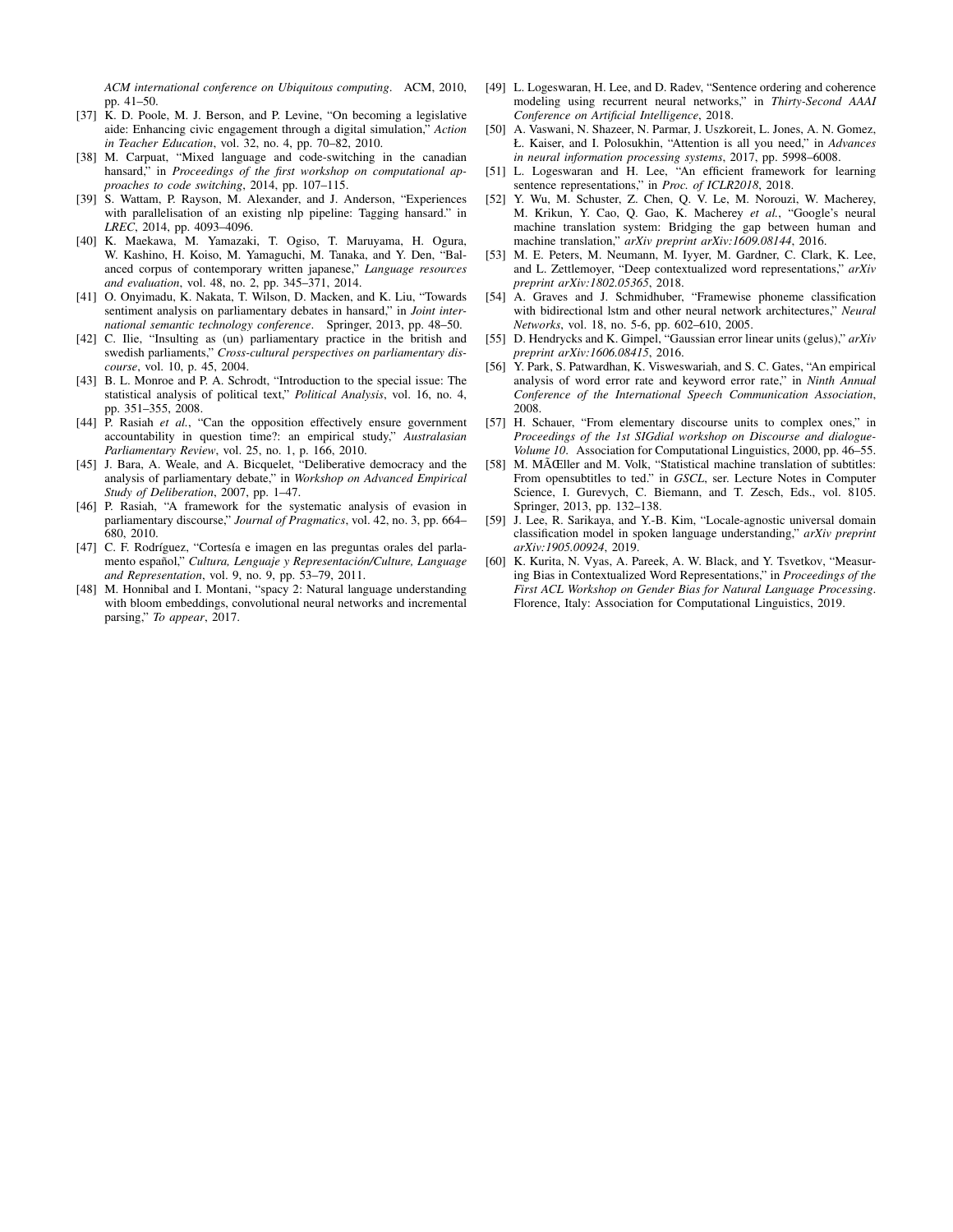*ACM international conference on Ubiquitous computing*. ACM, 2010, pp. 41–50.

[37] K. D. Poole, M. J. Berson, and P. Levine, "On becoming a legislative aide: Enhancing civic engagement through a digital simulation," *Action in Teacher Education*, vol. 32, no. 4, pp. 70–82, 2010.

[38] M. Carpuat, "Mixed language and code-switching in the canadian hansard," in *Proceedings of the first workshop on computational approaches to code switching*, 2014, pp. 107–115.

[39] S. Wattam, P. Rayson, M. Alexander, and J. Anderson, "Experiences with parallelisation of an existing nlp pipeline: Tagging hansard." in *LREC*, 2014, pp. 4093–4096.

[40] K. Maekawa, M. Yamazaki, T. Ogiso, T. Maruyama, H. Ogura, W. Kashino, H. Koiso, M. Yamaguchi, M. Tanaka, and Y. Den, "Balanced corpus of contemporary written japanese," *Language resources and evaluation*, vol. 48, no. 2, pp. 345–371, 2014.

[41] O. Onyimadu, K. Nakata, T. Wilson, D. Macken, and K. Liu, "Towards sentiment analysis on parliamentary debates in hansard," in *Joint international semantic technology conference*. Springer, 2013, pp. 48–50.

[42] C. Ilie, "Insulting as (un) parliamentary practice in the british and swedish parliaments," *Cross-cultural perspectives on parliamentary discourse*, vol. 10, p. 45, 2004.

[43] B. L. Monroe and P. A. Schrodt, "Introduction to the special issue: The statistical analysis of political text," *Political Analysis*, vol. 16, no. 4, pp. 351–355, 2008.

[44] P. Rasiah *et al.*, "Can the opposition effectively ensure government accountability in question time?: an empirical study," *Australasian Parliamentary Review*, vol. 25, no. 1, p. 166, 2010.

[45] J. Bara, A. Weale, and A. Bicquelet, "Deliberative democracy and the analysis of parliamentary debate," in *Workshop on Advanced Empirical Study of Deliberation*, 2007, pp. 1–47.

[46] P. Rasiah, "A framework for the systematic analysis of evasion in parliamentary discourse," *Journal of Pragmatics*, vol. 42, no. 3, pp. 664–680, 2010.

[47] C. F. Rodríguez, "Cortesía e imagen en las preguntas orales del parlamento español," *Cultura, Lenguaje y Representación/Culture, Language and Representation*, vol. 9, no. 9, pp. 53–79, 2011.

[48] M. Honnibal and I. Montani, "spacy 2: Natural language understanding with bloom embeddings, convolutional neural networks and incremental parsing," *To appear*, 2017.

[49] L. Logeswaran, H. Lee, and D. Radev, "Sentence ordering and coherence modeling using recurrent neural networks," in *Thirty-Second AAAI Conference on Artificial Intelligence*, 2018.

[50] A. Vaswani, N. Shazeer, N. Parmar, J. Uszkoreit, L. Jones, A. N. Gomez, Ł. Kaiser, and I. Polosukhin, "Attention is all you need," in *Advances in neural information processing systems*, 2017, pp. 5998–6008.

[51] L. Logeswaran and H. Lee, "An efficient framework for learning sentence representations," in *Proc. of ICLR2018*, 2018.

[52] Y. Wu, M. Schuster, Z. Chen, Q. V. Le, M. Norouzi, W. Macherey, M. Krikun, Y. Cao, Q. Gao, K. Macherey *et al.*, "Google's neural machine translation system: Bridging the gap between human and machine translation," *arXiv preprint arXiv:1609.08144*, 2016.

[53] M. E. Peters, M. Neumann, M. Iyyer, M. Gardner, C. Clark, K. Lee, and L. Zettlemoyer, "Deep contextualized word representations," *arXiv preprint arXiv:1802.05365*, 2018.

[54] A. Graves and J. Schmidhuber, "Framewise phoneme classification with bidirectional lstm and other neural network architectures," *Neural Networks*, vol. 18, no. 5-6, pp. 602–610, 2005.

[55] D. Hendrycks and K. Gimpel, "Gaussian error linear units (gelus)," *arXiv preprint arXiv:1606.08415*, 2016.

[56] Y. Park, S. Patwardhan, K. Visweswariah, and S. C. Gates, "An empirical analysis of word error rate and keyword error rate," in *Ninth Annual Conference of the International Speech Communication Association*, 2008.

[57] H. Schauer, "From elementary discourse units to complex ones," in *Proceedings of the 1st SIGdial workshop on Discourse and dialogue-Volume 10*. Association for Computational Linguistics, 2000, pp. 46–55.

[58] M. MÃŒller and M. Volk, "Statistical machine translation of subtitles: From opensubtitles to ted." in *GSCL*, ser. Lecture Notes in Computer Science, I. Gurevych, C. Biemann, and T. Zesch, Eds., vol. 8105. Springer, 2013, pp. 132–138.

[59] J. Lee, R. Sarikaya, and Y.-B. Kim, "Locale-agnostic universal domain classification model in spoken language understanding," *arXiv preprint arXiv:1905.00924*, 2019.

[60] K. Kurita, N. Vyas, A. Pareek, A. W. Black, and Y. Tsvetkov, "Measuring Bias in Contextualized Word Representations," in *Proceedings of the First ACL Workshop on Gender Bias for Natural Language Processing*. Florence, Italy: Association for Computational Linguistics, 2019.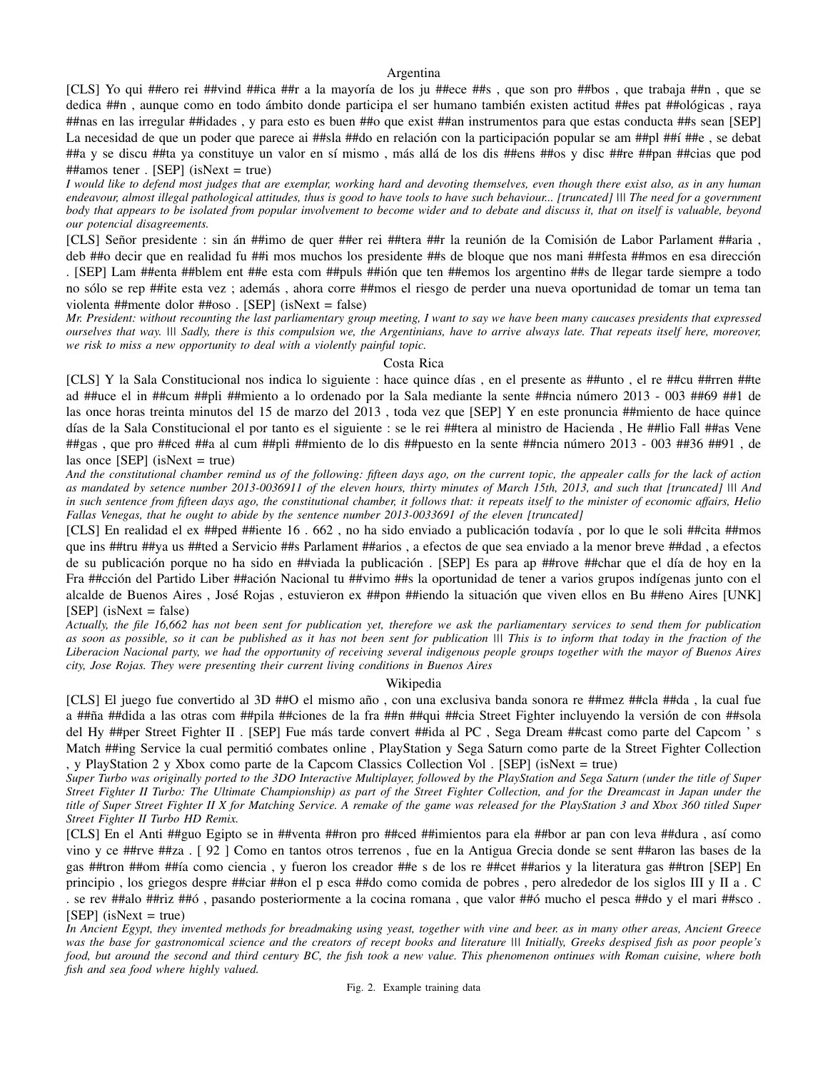Argentina

[CLS] Yo qui ##ero rei ##vind ##ica ##r a la mayoría de los ju ##ece ##s , que son pro ##bos , que trabaja ##n , que se dedica ##n , aunque como en todo ámbito donde participa el ser humano también existen actitud ##es pat ##ológicas , raya ##nas en las irregular ##idades , y para esto es buen ##o que exist ##an instrumentos para que estas conducta ##s sean [SEP] La necesidad de que un poder que parece ai ##sla ##do en relación con la participación popular se am ##pl ##í ##e , se debat ##a y se discu ##ta ya constituye un valor en sí mismo , más allá de los dis ##ens ##os y disc ##re ##pan ##cias que pod ##amos tener . [SEP] (isNext = true)

*I would like to defend most judges that are exemplar, working hard and devoting themselves, even though there exist also, as in any human endeavour, almost illegal pathological attitudes, thus is good to have tools to have such behaviour... [truncated] ||| The need for a government body that appears to be isolated from popular involvement to become wider and to debate and discuss it, that on itself is valuable, beyond our potencial disagreements.*

[CLS] Señor presidente : sin án ##imo de quer ##er rei ##tera ##r la reunión de la Comisión de Labor Parlament ##aria , deb ##o decir que en realidad fu ##i mos muchos los presidente ##s de bloque que nos mani ##festa ##mos en esa dirección . [SEP] Lam ##enta ##blem ent ##e esta com ##puls ##ión que ten ##emos los argentino ##s de llegar tarde siempre a todo no sólo se rep ##ite esta vez ; además , ahora corre ##mos el riesgo de perder una nueva oportunidad de tomar un tema tan violenta ##mente dolor ##oso . [SEP] (isNext = false)

*Mr. President: without recounting the last parliamentary group meeting, I want to say we have been many caucases presidents that expressed ourselves that way. ||| Sadly, there is this compulsion we, the Argentinians, have to arrive always late. That repeats itself here, moreover, we risk to miss a new opportunity to deal with a violently painful topic.*

Costa Rica

[CLS] Y la Sala Constitucional nos indica lo siguiente : hace quince días , en el presente as ##unto , el re ##cu ##rren ##te ad ##uce el in ##cum ##pli ##miento a lo ordenado por la Sala mediante la sente ##ncia número 2013 - 003 ##69 ##1 de las once horas treinta minutos del 15 de marzo del 2013 , toda vez que [SEP] Y en este pronuncia ##miento de hace quince días de la Sala Constitucional el por tanto es el siguiente : se le rei ##tera al ministro de Hacienda , He ##lio Fall ##as Vene ##gas , que pro ##ced ##a al cum ##pli ##miento de lo dis ##puesto en la sente ##ncia número 2013 - 003 ##36 ##91 , de las once [SEP] (isNext = true)

*And the constitutional chamber remind us of the following: fifteen days ago, on the current topic, the appealer calls for the lack of action as mandated by setence number 2013-0036911 of the eleven hours, thirty minutes of March 15th, 2013, and such that [truncated] ||| And in such sentence from fifteen days ago, the constitutional chamber, it follows that: it repeats itself to the minister of economic affairs, Helio Fallas Venegas, that he ought to abide by the sentence number 2013-0033691 of the eleven [truncated]*

[CLS] En realidad el ex ##ped ##iente 16 . 662 , no ha sido enviado a publicación todavía , por lo que le soli ##cita ##mos que ins ##tru ##ya us ##ted a Servicio ##s Parlament ##arios , a efectos de que sea enviado a la menor breve ##dad , a efectos de su publicación porque no ha sido en ##viada la publicación . [SEP] Es para ap ##rove ##char que el día de hoy en la Fra ##cción del Partido Liber ##ación Nacional tu ##vimo ##s la oportunidad de tener a varios grupos indígenas junto con el alcalde de Buenos Aires , José Rojas , estuvieron ex ##pon ##iendo la situación que viven ellos en Bu ##eno Aires [UNK] [SEP] (isNext = false)

*Actually, the file 16,662 has not been sent for publication yet, therefore we ask the parliamentary services to send them for publication as soon as possible, so it can be published as it has not been sent for publication ||| This is to inform that today in the fraction of the Liberacion Nacional party, we had the opportunity of receiving several indigenous people groups together with the mayor of Buenos Aires city, Jose Rojas. They were presenting their current living conditions in Buenos Aires*

Wikipedia

[CLS] El juego fue convertido al 3D ##O el mismo año , con una exclusiva banda sonora re ##mez ##cla ##da , la cual fue a ##ña ##dida a las otras com ##pila ##ciones de la fra ##n ##qui ##cia Street Fighter incluyendo la versión de con ##sola del Hy ##per Street Fighter II . [SEP] Fue más tarde convert ##ida al PC , Sega Dream ##cast como parte del Capcom ' s Match ##ing Service la cual permitió combates online , PlayStation y Sega Saturn como parte de la Street Fighter Collection , y PlayStation 2 y Xbox como parte de la Capcom Classics Collection Vol . [SEP] (isNext = true)

*Super Turbo was originally ported to the 3DO Interactive Multiplayer, followed by the PlayStation and Sega Saturn (under the title of Super Street Fighter II Turbo: The Ultimate Championship) as part of the Street Fighter Collection, and for the Dreamcast in Japan under the title of Super Street Fighter II X for Matching Service. A remake of the game was released for the PlayStation 3 and Xbox 360 titled Super Street Fighter II Turbo HD Remix.*

[CLS] En el Anti ##guo Egipto se in ##venta ##ron pro ##ced ##imientos para ela ##bor ar pan con leva ##dura , así como vino y ce ##rve ##za . [ 92 ] Como en tantos otros terrenos , fue en la Antigua Grecia donde se sent ##aron las bases de la gas ##tron ##om ##ía como ciencia , y fueron los creador ##e s de los re ##cet ##arios y la literatura gas ##tron [SEP] En principio , los griegos despre ##ciar ##on el p esca ##do como comida de pobres , pero alrededor de los siglos III y II a . C . se rev ##alo ##riz ##ó , pasando posteriormente a la cocina romana , que valor ##ó mucho el pesca ##do y el mari ##sco . [SEP] (isNext = true)

*In Ancient Egypt, they invented methods for breadmaking using yeast, together with vine and beer. as in many other areas, Ancient Greece was the base for gastronomical science and the creators of recept books and literature ||| Initially, Greeks despised fish as poor people's food, but around the second and third century BC, the fish took a new value. This phenomenon ontinues with Roman cuisine, where both fish and sea food where highly valued.*

Fig. 2. Example training data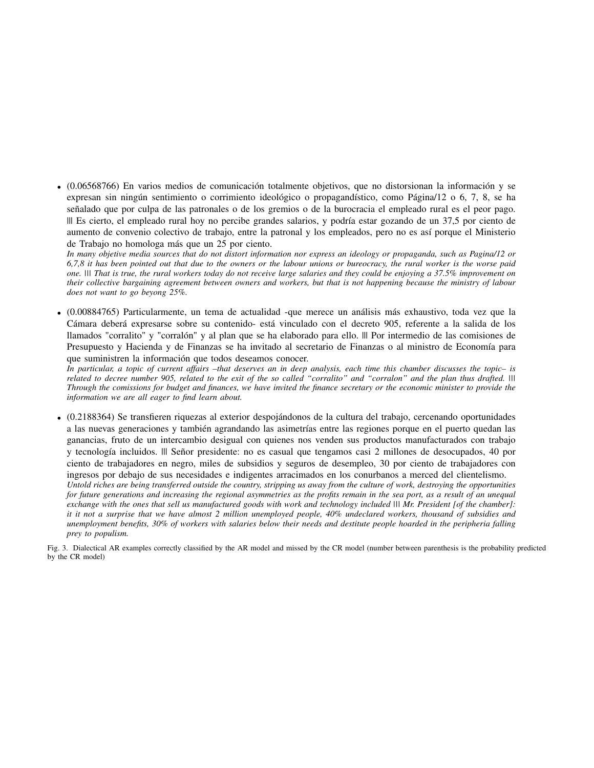- (0.06568766) En varios medios de comunicación totalmente objetivos, que no distorsionan la información y se expresan sin ningún sentimiento o corrimiento ideológico o propagandístico, como Página/12 o 6, 7, 8, se ha señalado que por culpa de las patronales o de los gremios o de la burocracia el empleado rural es el peor pago. ||| Es cierto, el empleado rural hoy no percibe grandes salarios, y podría estar gozando de un 37,5 por ciento de aumento de convenio colectivo de trabajo, entre la patronal y los empleados, pero no es así porque el Ministerio de Trabajo no homologa más que un 25 por ciento.
  *In many objective media sources that do not distort information nor express an ideology or propaganda, such as Pagina/12 or 6,7,8 it has been pointed out that due to the owners or the labour unions or bureocracy, the rural worker is the worse paid one. ||| That is true, the rural workers today do not receive large salaries and they could be enjoying a 37.5% improvement on their collective bargaining agreement between owners and workers, but that is not happening because the ministry of labour does not want to go beyong 25%.*

- (0.00884765) Particularmente, un tema de actualidad -que merece un análisis más exhaustivo, toda vez que la Cámara deberá expresarse sobre su contenido- está vinculado con el decreto 905, referente a la salida de los llamados "corralito" y "corralón" y al plan que se ha elaborado para ello. ||| Por intermedio de las comisiones de Presupuesto y Hacienda y de Finanzas se ha invitado al secretario de Finanzas o al ministro de Economía para que suministren la información que todos deseamos conocer.
  *In particular, a topic of current affairs –that deserves an in deep analysis, each time this chamber discusses the topic– is related to decree number 905, related to the exit of the so called "corralito" and "corralon" and the plan thus drafted. ||| Through the comissions for budget and finances, we have invited the finance secretary or the economic minister to provide the information we are all eager to find learn about.*

- (0.2188364) Se transfieren riquezas al exterior despojándonos de la cultura del trabajo, cercenando oportunidades a las nuevas generaciones y también agrandando las asimetrías entre las regiones porque en el puerto quedan las ganancias, fruto de un intercambio desigual con quienes nos venden sus productos manufacturados con trabajo y tecnología incluidos. ||| Señor presidente: no es casual que tengamos casi 2 millones de desocupados, 40 por ciento de trabajadores en negro, miles de subsidios y seguros de desempleo, 30 por ciento de trabajadores con ingresos por debajo de sus necesidades e indigentes arracimados en los conurbanos a merced del clientelismo.
  *Untold riches are being transferred outside the country, stripping us away from the culture of work, destroying the opportunities for future generations and increasing the regional asymmetries as the profits remain in the sea port, as a result of an unequal exchange with the ones that sell us manufactured goods with work and technology included ||| Mr. President [of the chamber]: it it not a surprise that we have almost 2 million unemployed people, 40% undeclared workers, thousand of subsidies and unemployment benefits, 30% of workers with salaries below their needs and destitute people hoarded in the peripheria falling prey to populism.*

Fig. 3. Dialectical AR examples correctly classified by the AR model and missed by the CR model (number between parenthesis is the probability predicted by the CR model)